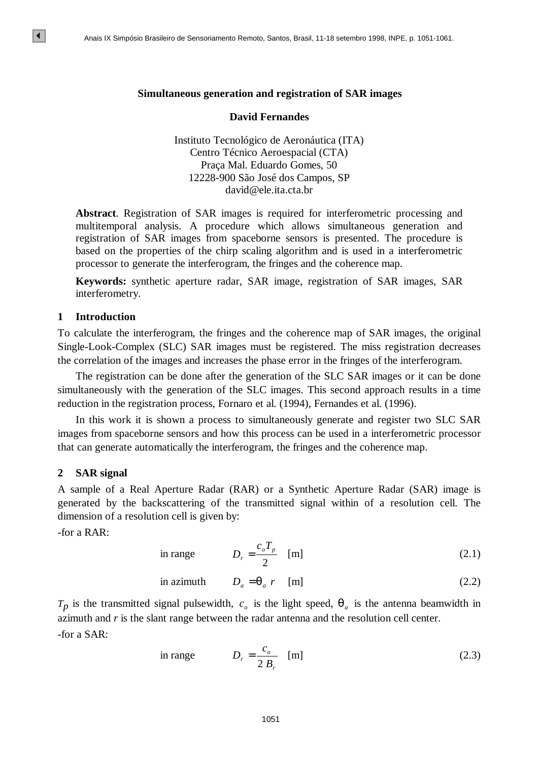# Simultaneous generation and registration of SAR images

**David Fernandes**

Instituto Tecnológico de Aeronáutica (ITA)
Centro Técnico Aeroespacial (CTA)
Praça Mal. Eduardo Gomes, 50
12228-900 São José dos Campos, SP
david@ele.ita.cta.br

**Abstract**. Registration of SAR images is required for interferometric processing and multitemporal analysis. A procedure which allows simultaneous generation and registration of SAR images from spaceborne sensors is presented. The procedure is based on the properties of the chirp scaling algorithm and is used in a interferometric processor to generate the interferogram, the fringes and the coherence map.

**Keywords:** synthetic aperture radar, SAR image, registration of SAR images, SAR interferometry.

## 1 Introduction

To calculate the interferogram, the fringes and the coherence map of SAR images, the original Single-Look-Complex (SLC) SAR images must be registered. The miss registration decreases the correlation of the images and increases the phase error in the fringes of the interferogram.

The registration can be done after the generation of the SLC SAR images or it can be done simultaneously with the generation of the SLC images. This second approach results in a time reduction in the registration process, Fornaro et al. (1994), Fernandes et al. (1996).

In this work it is shown a process to simultaneously generate and register two SLC SAR images from spaceborne sensors and how this process can be used in a interferometric processor that can generate automatically the interferogram, the fringes and the coherence map.

## 2 SAR signal

A sample of a Real Aperture Radar (RAR) or a Synthetic Aperture Radar (SAR) image is generated by the backscattering of the transmitted signal within of a resolution cell. The dimension of a resolution cell is given by:

-for a RAR:

in range $$D_r = \frac{c_o T_p}{2} \quad \text{[m]} \tag{2.1}$$

in azimuth $$D_a = \theta_a \, r \quad \text{[m]} \tag{2.2}$$

$T_p$ is the transmitted signal pulsewidth, $c_o$ is the light speed, $\theta_a$ is the antenna beamwidth in azimuth and $r$ is the slant range between the radar antenna and the resolution cell center.

-for a SAR:

in range $$D_r = \frac{c_o}{2\,B_r} \quad \text{[m]} \tag{2.3}$$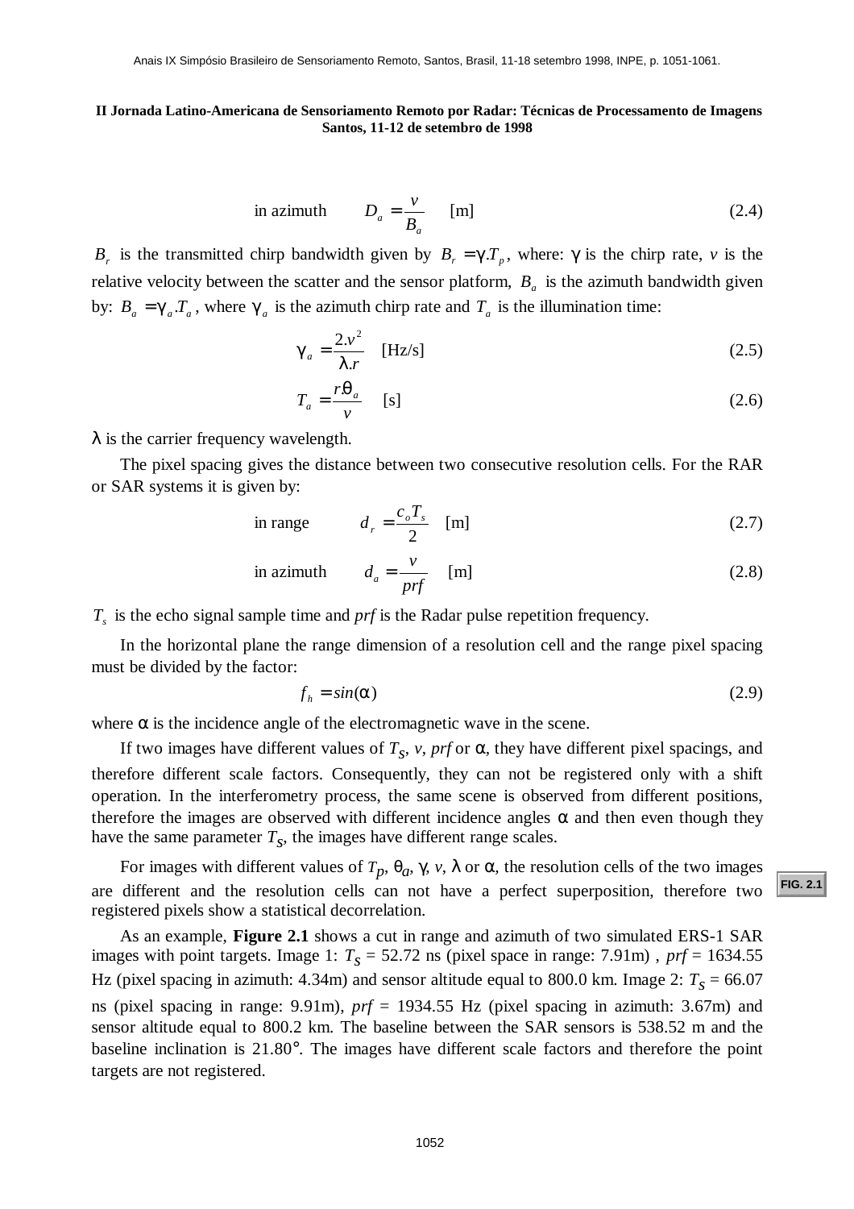$$\text{in azimuth} \qquad D_a = \frac{v}{B_a} \quad \text{[m]} \tag{2.4}$$

$B_r$ is the transmitted chirp bandwidth given by $B_r = \gamma.T_p$, where: $\gamma$ is the chirp rate, $v$ is the relative velocity between the scatter and the sensor platform, $B_a$ is the azimuth bandwidth given by: $B_a = \gamma_a.T_a$, where $\gamma_a$ is the azimuth chirp rate and $T_a$ is the illumination time:

$$\gamma_a = \frac{2.v^2}{\lambda.r} \quad \text{[Hz/s]} \tag{2.5}$$

$$T_a = \frac{r.\theta_a}{v} \quad \text{[s]} \tag{2.6}$$

$\lambda$ is the carrier frequency wavelength.

The pixel spacing gives the distance between two consecutive resolution cells. For the RAR or SAR systems it is given by:

$$\text{in range} \qquad d_r = \frac{c_o T_s}{2} \quad \text{[m]} \tag{2.7}$$

$$\text{in azimuth} \qquad d_a = \frac{v}{prf} \quad \text{[m]} \tag{2.8}$$

$T_s$ is the echo signal sample time and *prf* is the Radar pulse repetition frequency.

In the horizontal plane the range dimension of a resolution cell and the range pixel spacing must be divided by the factor:

$$f_h = sin(\alpha) \tag{2.9}$$

where $\alpha$ is the incidence angle of the electromagnetic wave in the scene.

If two images have different values of $T_S$, $v$, *prf* or $\alpha$, they have different pixel spacings, and therefore different scale factors. Consequently, they can not be registered only with a shift operation. In the interferometry process, the same scene is observed from different positions, therefore the images are observed with different incidence angles $\alpha$ and then even though they have the same parameter $T_S$, the images have different range scales.

For images with different values of $T_p$, $\theta_a$, $\gamma$, $v$, $\lambda$ or $\alpha$, the resolution cells of the two images are different and the resolution cells can not have a perfect superposition, therefore two registered pixels show a statistical decorrelation.

FIG. 2.1

As an example, **Figure 2.1** shows a cut in range and azimuth of two simulated ERS-1 SAR images with point targets. Image 1: $T_S$ = 52.72 ns (pixel space in range: 7.91m) , *prf* = 1634.55 Hz (pixel spacing in azimuth: 4.34m) and sensor altitude equal to 800.0 km. Image 2: $T_S$ = 66.07 ns (pixel spacing in range: 9.91m), *prf* = 1934.55 Hz (pixel spacing in azimuth: 3.67m) and sensor altitude equal to 800.2 km. The baseline between the SAR sensors is 538.52 m and the baseline inclination is 21.80°. The images have different scale factors and therefore the point targets are not registered.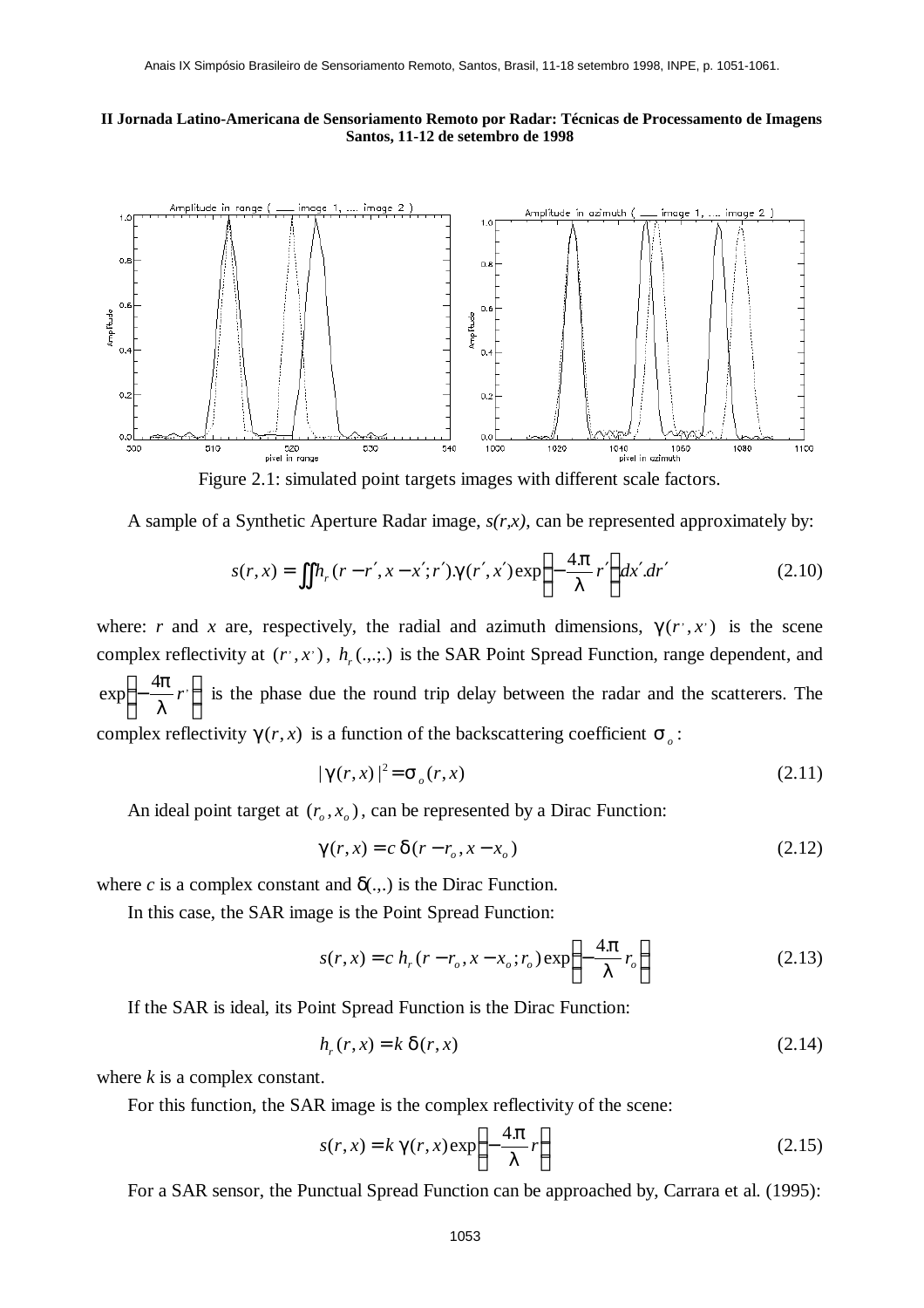Figure 2.1: simulated point targets images with different scale factors.

A sample of a Synthetic Aperture Radar image, *s(r,x)*, can be represented approximately by:

$$s(r,x) = \iint h_r(r-r',x-x';r').\gamma(r',x')\exp\left(-\frac{4.\pi}{\lambda}r'\right)dx'.dr' \tag{2.10}$$

where: *r* and *x* are, respectively, the radial and azimuth dimensions, $\gamma(r',x')$ is the scene complex reflectivity at $(r',x')$, $h_r(.,.;.)$ is the SAR Point Spread Function, range dependent, and $\exp\left(-\frac{4\pi}{\lambda}r'\right)$ is the phase due the round trip delay between the radar and the scatterers. The complex reflectivity $\gamma(r,x)$ is a function of the backscattering coefficient $\sigma_o$:

$$|\gamma(r,x)|^2 = \sigma_o(r,x) \tag{2.11}$$

An ideal point target at $(r_o,x_o)$, can be represented by a Dirac Function:

$$\gamma(r,x) = c\,\delta(r-r_o,x-x_o) \tag{2.12}$$

where *c* is a complex constant and $\delta(.,.)$ is the Dirac Function.

In this case, the SAR image is the Point Spread Function:

$$s(r,x) = c\,h_r(r-r_o,x-x_o;r_o)\exp\left(-\frac{4.\pi}{\lambda}r_o\right) \tag{2.13}$$

If the SAR is ideal, its Point Spread Function is the Dirac Function:

$$h_r(r,x) = k\,\delta(r,x) \tag{2.14}$$

where *k* is a complex constant.

For this function, the SAR image is the complex reflectivity of the scene:

$$s(r,x) = k\,\gamma(r,x)\exp\left(-\frac{4.\pi}{\lambda}r\right) \tag{2.15}$$

For a SAR sensor, the Punctual Spread Function can be approached by, Carrara et al. (1995):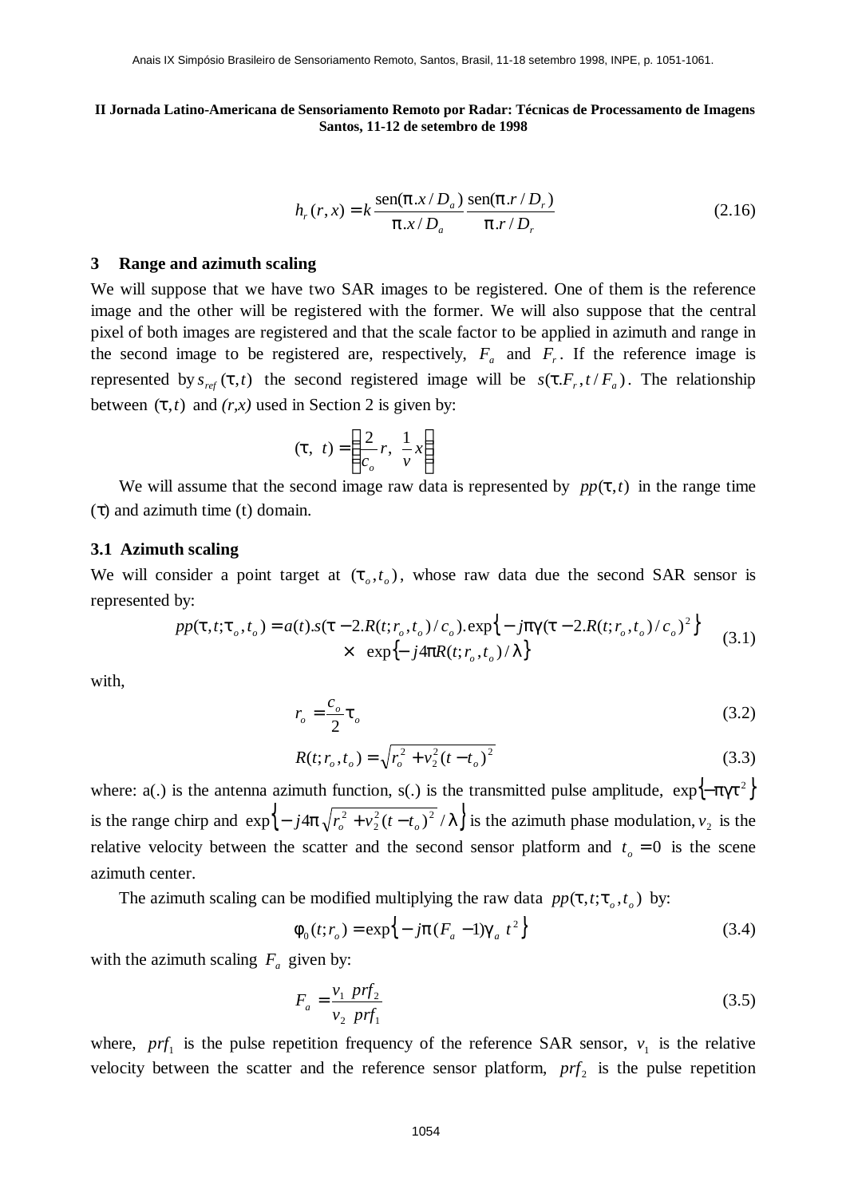$$h_r(r,x) = k \frac{\text{sen}(\pi.x/D_a)}{\pi.x/D_a} \frac{\text{sen}(\pi.r/D_r)}{\pi.r/D_r} \tag{2.16}$$

## 3 Range and azimuth scaling

We will suppose that we have two SAR images to be registered. One of them is the reference image and the other will be registered with the former. We will also suppose that the central pixel of both images are registered and that the scale factor to be applied in azimuth and range in the second image to be registered are, respectively, $F_a$ and $F_r$. If the reference image is represented by $s_{ref}(\tau,t)$ the second registered image will be $s(\tau.F_r, t/F_a)$. The relationship between $(\tau,t)$ and *(r,x)* used in Section 2 is given by:

$$(\tau,\ t) = \left(\frac{2}{c_o} r,\ \frac{1}{v} x\right)$$

We will assume that the second image raw data is represented by $pp(\tau,t)$ in the range time $(\tau)$ and azimuth time (t) domain.

### 3.1 Azimuth scaling

We will consider a point target at $(\tau_o, t_o)$, whose raw data due the second SAR sensor is represented by:

$$\begin{aligned} pp(\tau,t;\tau_o,t_o) = a(t).s(\tau - 2.R(t;r_o,t_o)/c_o).\exp\left\{-j\pi\gamma(\tau - 2.R(t;r_o,t_o)/c_o)^2\right\} \\ \times\ \exp\left\{-j4\pi R(t;r_o,t_o)/\lambda\right\} \end{aligned} \tag{3.1}$$

with,

$$r_o = \frac{c_o}{2}\tau_o \tag{3.2}$$

$$R(t;r_o,t_o) = \sqrt{r_o^2 + v_2^2(t - t_o)^2} \tag{3.3}$$

where: a(.) is the antenna azimuth function, s(.) is the transmitted pulse amplitude, $\exp\left\{-\pi\gamma\tau^2\right\}$ is the range chirp and $\exp\left\{-j4\pi\sqrt{r_o^2 + v_2^2(t - t_o)^2}/\lambda\right\}$ is the azimuth phase modulation, $v_2$ is the relative velocity between the scatter and the second sensor platform and $t_o = 0$ is the scene azimuth center.

The azimuth scaling can be modified multiplying the raw data $pp(\tau,t;\tau_o,t_o)$ by:

$$\phi_0(t;r_o) = \exp\left\{-j\pi(F_a - 1)\gamma_a\ t^2\right\} \tag{3.4}$$

with the azimuth scaling $F_a$ given by:

$$F_a = \frac{v_1\ prf_2}{v_2\ prf_1} \tag{3.5}$$

where, $prf_1$ is the pulse repetition frequency of the reference SAR sensor, $v_1$ is the relative velocity between the scatter and the reference sensor platform, $prf_2$ is the pulse repetition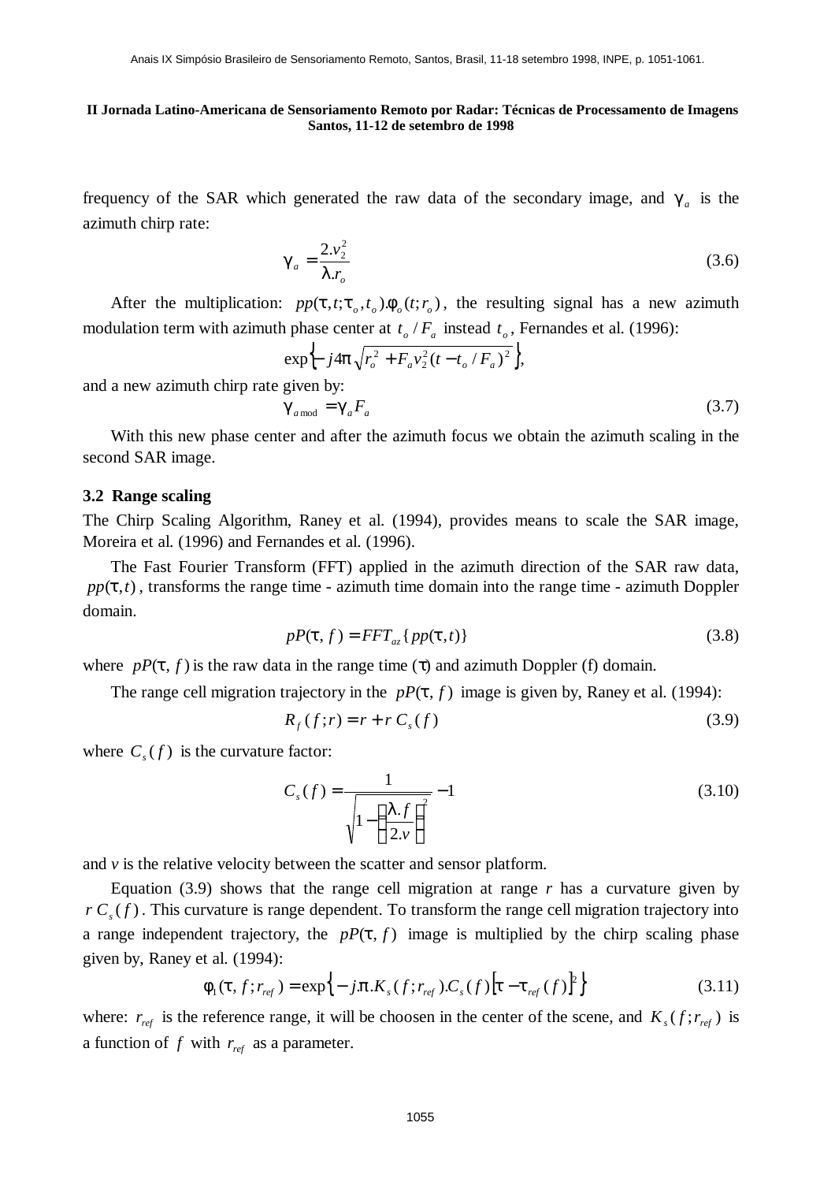frequency of the SAR which generated the raw data of the secondary image, and $\gamma_a$ is the azimuth chirp rate:

$$\gamma_a = \frac{2.v_2^2}{\lambda.r_o} \tag{3.6}$$

After the multiplication: $pp(\tau,t;\tau_o,t_o).\phi_o(t;r_o)$, the resulting signal has a new azimuth modulation term with azimuth phase center at $t_o / F_a$ instead $t_o$, Fernandes et al. (1996):

$$\exp\left\{-j4\pi\sqrt{r_o^2 + F_a v_2^2 (t - t_o / F_a)^2}\right\},$$

and a new azimuth chirp rate given by:

$$\gamma_{a\,\mathrm{mod}} = \gamma_a F_a \tag{3.7}$$

With this new phase center and after the azimuth focus we obtain the azimuth scaling in the second SAR image.

### 3.2 Range scaling

The Chirp Scaling Algorithm, Raney et al. (1994), provides means to scale the SAR image, Moreira et al. (1996) and Fernandes et al. (1996).

The Fast Fourier Transform (FFT) applied in the azimuth direction of the SAR raw data, $pp(\tau,t)$, transforms the range time - azimuth time domain into the range time - azimuth Doppler domain.

$$pP(\tau, f) = FFT_{az}\{pp(\tau,t)\} \tag{3.8}$$

where $pP(\tau, f)$ is the raw data in the range time ($\tau$) and azimuth Doppler (f) domain.

The range cell migration trajectory in the $pP(\tau, f)$ image is given by, Raney et al. (1994):

$$R_f(f;r) = r + r\,C_s(f) \tag{3.9}$$

where $C_s(f)$ is the curvature factor:

$$C_s(f) = \frac{1}{\sqrt{1 - \left(\dfrac{\lambda.f}{2.v}\right)^2}} - 1 \tag{3.10}$$

and *v* is the relative velocity between the scatter and sensor platform.

Equation (3.9) shows that the range cell migration at range *r* has a curvature given by $r\,C_s(f)$. This curvature is range dependent. To transform the range cell migration trajectory into a range independent trajectory, the $pP(\tau, f)$ image is multiplied by the chirp scaling phase given by, Raney et al. (1994):

$$\phi_1(\tau, f; r_{ref}) = \exp\left\{-j.\pi.K_s(f;r_{ref}).C_s(f)\left[\tau - \tau_{ref}(f)\right]^2\right\} \tag{3.11}$$

where: $r_{ref}$ is the reference range, it will be choosen in the center of the scene, and $K_s(f;r_{ref})$ is a function of $f$ with $r_{ref}$ as a parameter.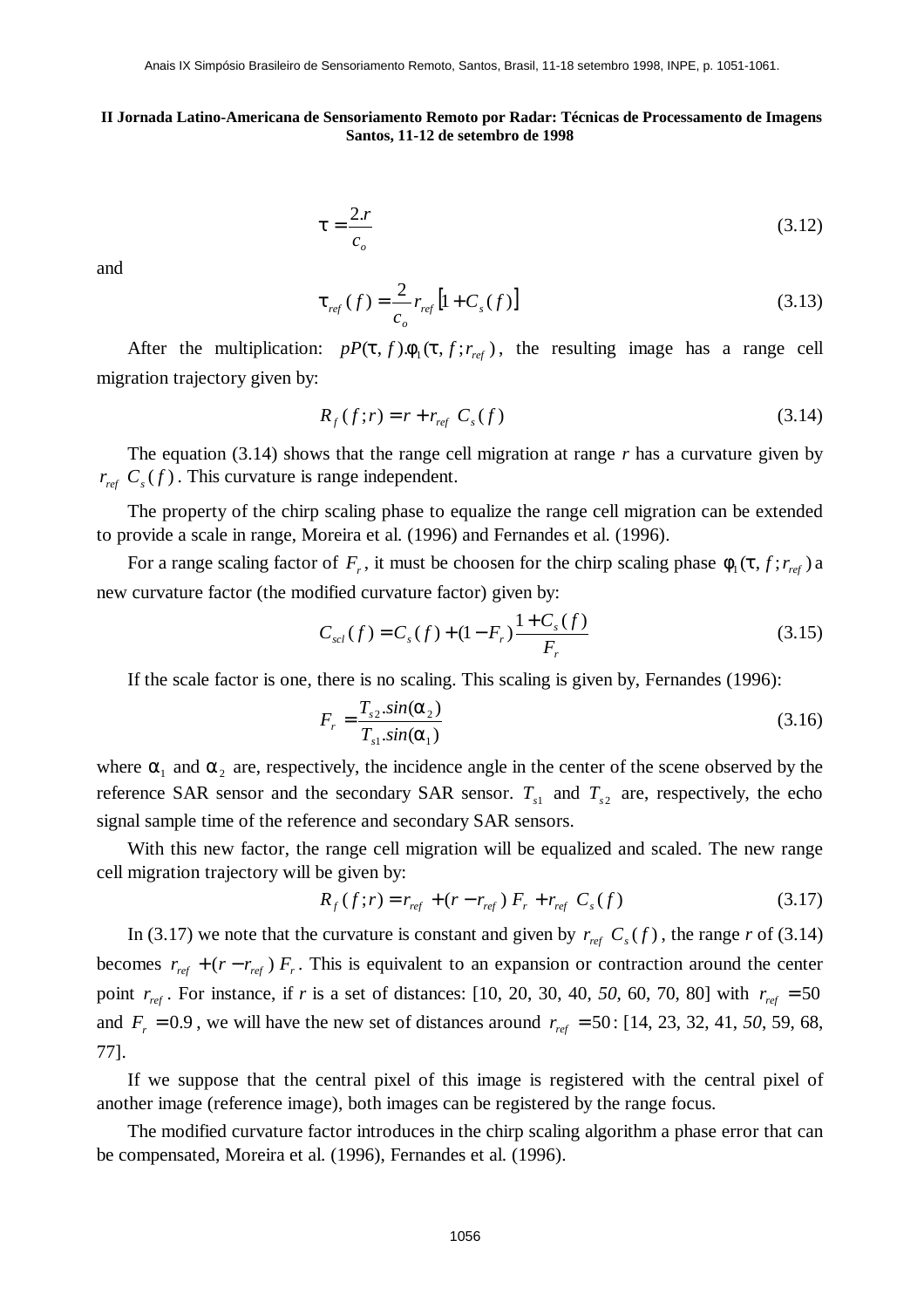$$\tau = \frac{2.r}{c_o} \tag{3.12}$$

and

$$\tau_{ref}(f) = \frac{2}{c_o} r_{ref} \left[1 + C_s(f)\right] \tag{3.13}$$

After the multiplication: $pP(\tau, f).\phi_1(\tau, f; r_{ref})$, the resulting image has a range cell migration trajectory given by:

$$R_f(f;r) = r + r_{ref}\ C_s(f) \tag{3.14}$$

The equation (3.14) shows that the range cell migration at range $r$ has a curvature given by $r_{ref}\ C_s(f)$. This curvature is range independent.

The property of the chirp scaling phase to equalize the range cell migration can be extended to provide a scale in range, Moreira et al. (1996) and Fernandes et al. (1996).

For a range scaling factor of $F_r$, it must be choosen for the chirp scaling phase $\phi_1(\tau, f; r_{ref})$ a new curvature factor (the modified curvature factor) given by:

$$C_{scl}(f) = C_s(f) + (1 - F_r)\frac{1 + C_s(f)}{F_r} \tag{3.15}$$

If the scale factor is one, there is no scaling. This scaling is given by, Fernandes (1996):

$$F_r = \frac{T_{s2}.sin(\alpha_2)}{T_{s1}.sin(\alpha_1)} \tag{3.16}$$

where $\alpha_1$ and $\alpha_2$ are, respectively, the incidence angle in the center of the scene observed by the reference SAR sensor and the secondary SAR sensor. $T_{s1}$ and $T_{s2}$ are, respectively, the echo signal sample time of the reference and secondary SAR sensors.

With this new factor, the range cell migration will be equalized and scaled. The new range cell migration trajectory will be given by:

$$R_f(f;r) = r_{ref} + (r - r_{ref})\ F_r + r_{ref}\ C_s(f) \tag{3.17}$$

In (3.17) we note that the curvature is constant and given by $r_{ref}\ C_s(f)$, the range $r$ of (3.14) becomes $r_{ref} + (r - r_{ref})\ F_r$. This is equivalent to an expansion or contraction around the center point $r_{ref}$. For instance, if $r$ is a set of distances: [10, 20, 30, 40, *50*, 60, 70, 80] with $r_{ref} = 50$ and $F_r = 0.9$, we will have the new set of distances around $r_{ref} = 50$: [14, 23, 32, 41, *50*, 59, 68, 77].

If we suppose that the central pixel of this image is registered with the central pixel of another image (reference image), both images can be registered by the range focus.

The modified curvature factor introduces in the chirp scaling algorithm a phase error that can be compensated, Moreira et al. (1996), Fernandes et al. (1996).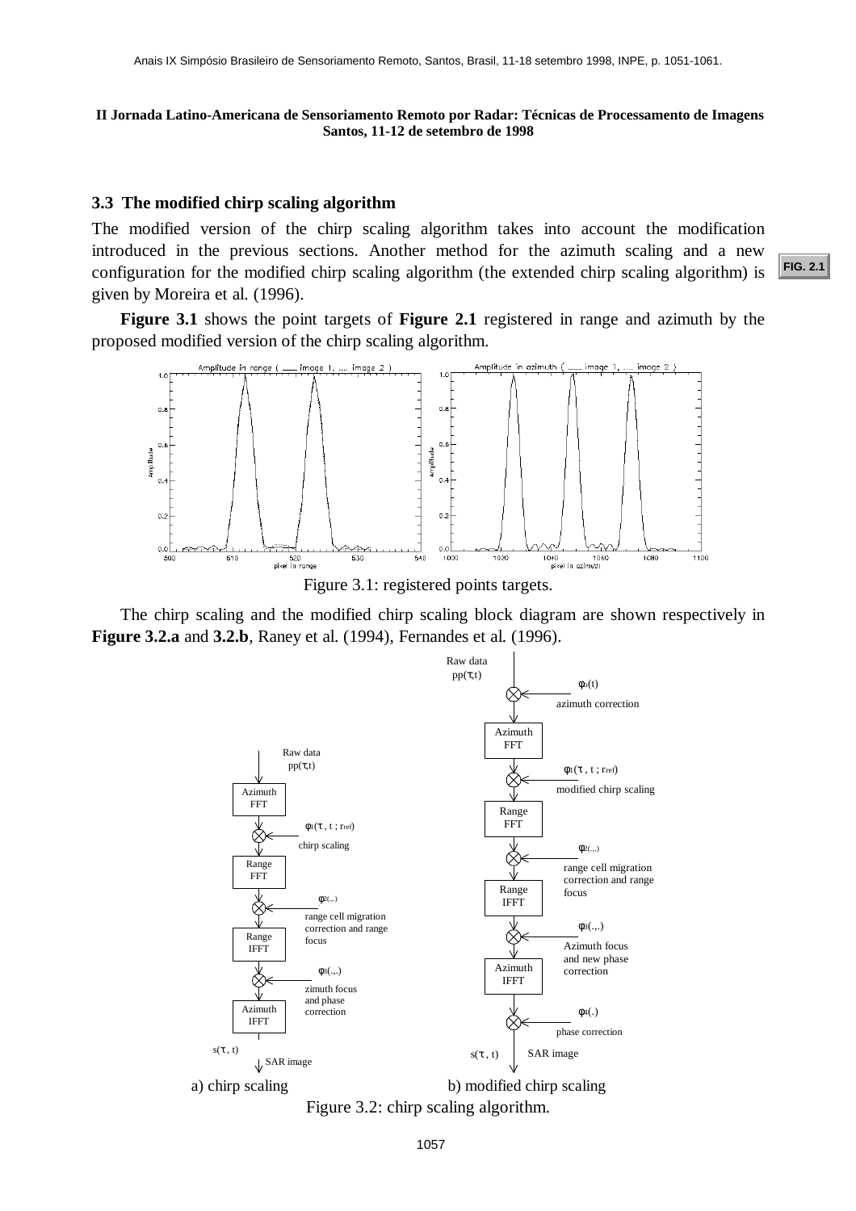### 3.3 The modified chirp scaling algorithm

The modified version of the chirp scaling algorithm takes into account the modification introduced in the previous sections. Another method for the azimuth scaling and a new configuration for the modified chirp scaling algorithm (the extended chirp scaling algorithm) is given by Moreira et al. (1996).

**Figure 3.1** shows the point targets of **Figure 2.1** registered in range and azimuth by the proposed modified version of the chirp scaling algorithm.

Figure 3.1: registered points targets.

The chirp scaling and the modified chirp scaling block diagram are shown respectively in **Figure 3.2.a** and **3.2.b**, Raney et al. (1994), Fernandes et al. (1996).

a) chirp scaling b) modified chirp scaling

Figure 3.2: chirp scaling algorithm.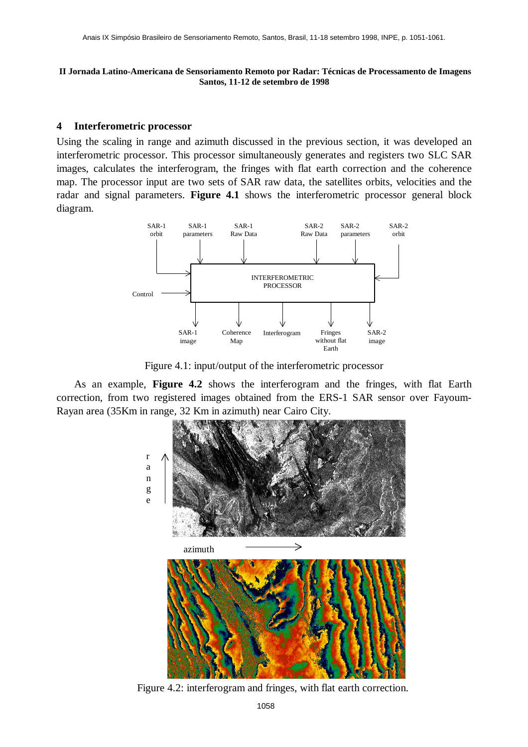## 4 Interferometric processor

Using the scaling in range and azimuth discussed in the previous section, it was developed an interferometric processor. This processor simultaneously generates and registers two SLC SAR images, calculates the interferogram, the fringes with flat earth correction and the coherence map. The processor input are two sets of SAR raw data, the satellites orbits, velocities and the radar and signal parameters. **Figure 4.1** shows the interferometric processor general block diagram.

Figure 4.1: input/output of the interferometric processor

As an example, **Figure 4.2** shows the interferogram and the fringes, with flat Earth correction, from two registered images obtained from the ERS-1 SAR sensor over Fayoum-Rayan area (35Km in range, 32 Km in azimuth) near Cairo City.

Figure 4.2: interferogram and fringes, with flat earth correction.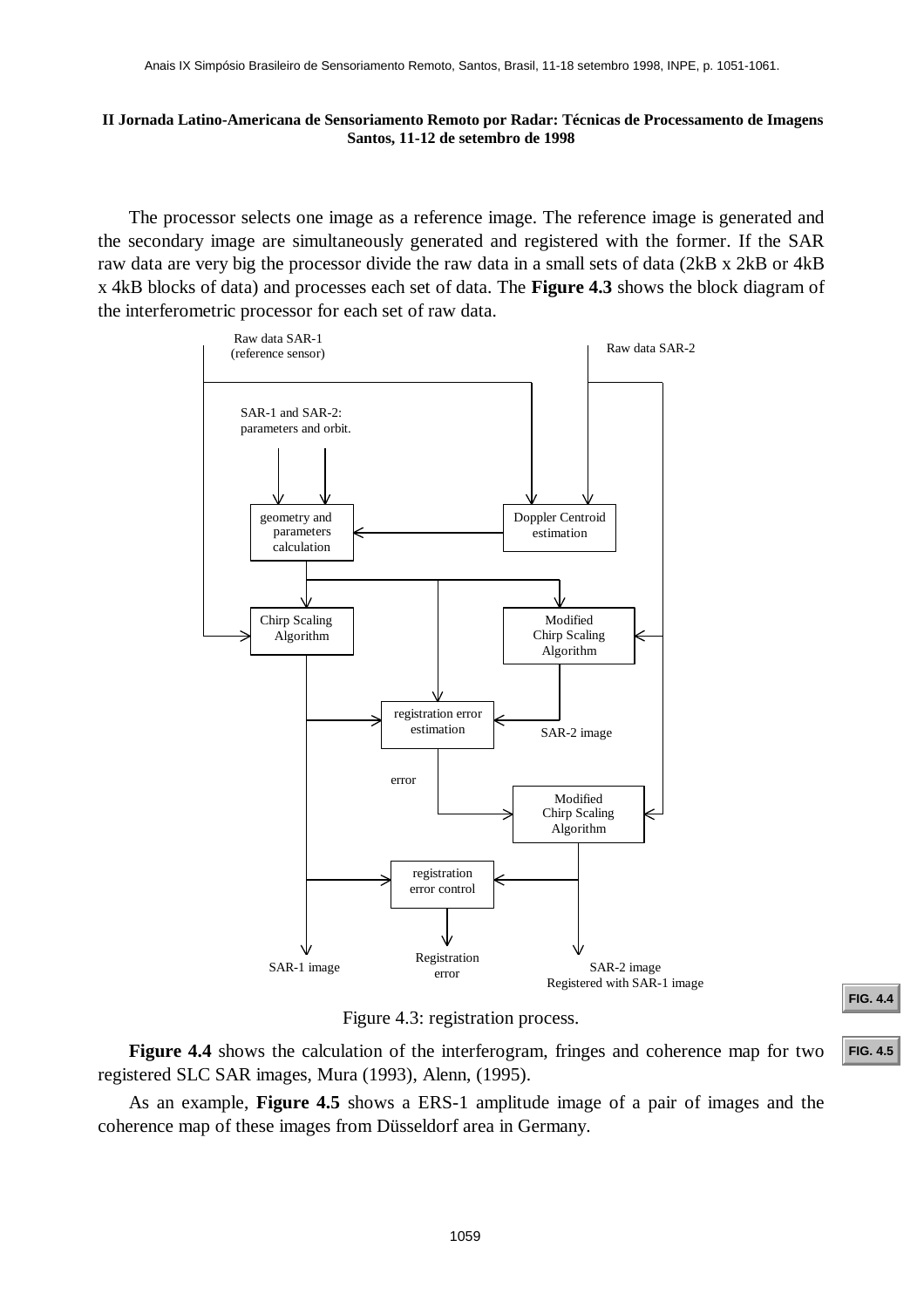The processor selects one image as a reference image. The reference image is generated and the secondary image are simultaneously generated and registered with the former. If the SAR raw data are very big the processor divide the raw data in a small sets of data (2kB x 2kB or 4kB x 4kB blocks of data) and processes each set of data. The **Figure 4.3** shows the block diagram of the interferometric processor for each set of raw data.

Raw data SAR-1 (reference sensor)

Raw data SAR-2

SAR-1 and SAR-2: parameters and orbit.

geometry and parameters calculation

Doppler Centroid estimation

Chirp Scaling Algorithm

Modified Chirp Scaling Algorithm

registration error estimation

SAR-2 image

error

Modified Chirp Scaling Algorithm

registration error control

SAR-1 image

Registration error

SAR-2 image Registered with SAR-1 image

Figure 4.3: registration process.

**Figure 4.4** shows the calculation of the interferogram, fringes and coherence map for two registered SLC SAR images, Mura (1993), Alenn, (1995).

As an example, **Figure 4.5** shows a ERS-1 amplitude image of a pair of images and the coherence map of these images from Düsseldorf area in Germany.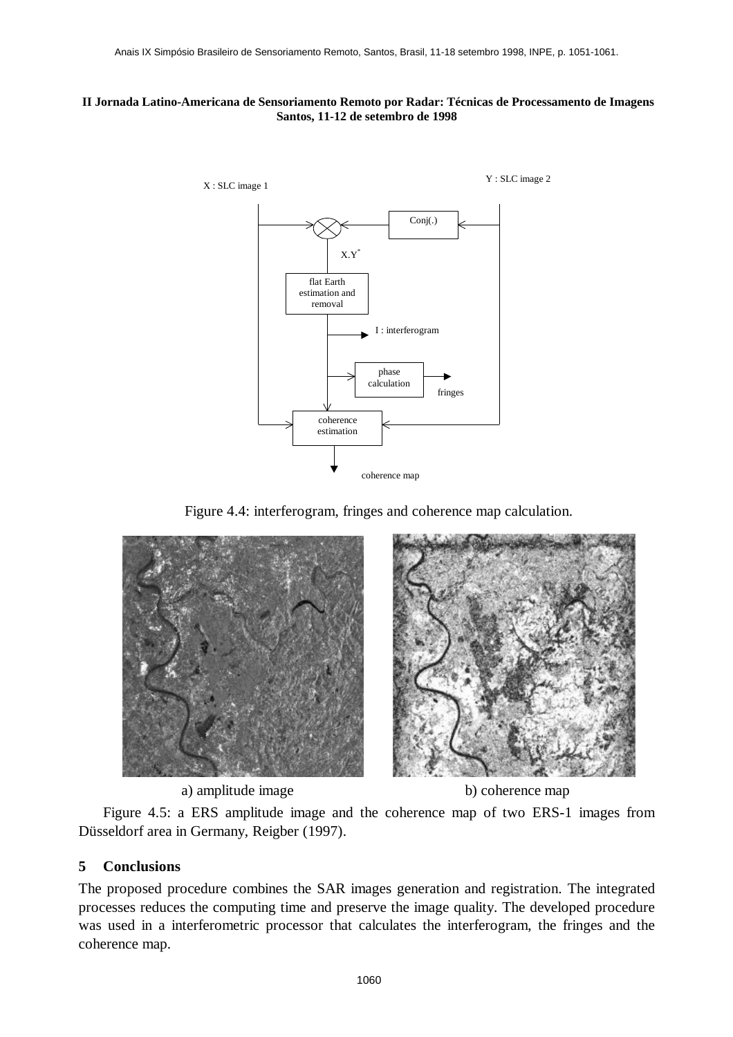Figure 4.4: interferogram, fringes and coherence map calculation.

a) amplitude image

b) coherence map

Figure 4.5: a ERS amplitude image and the coherence map of two ERS-1 images from Düsseldorf area in Germany, Reigber (1997).

## 5 Conclusions

The proposed procedure combines the SAR images generation and registration. The integrated processes reduces the computing time and preserve the image quality. The developed procedure was used in a interferometric processor that calculates the interferogram, the fringes and the coherence map.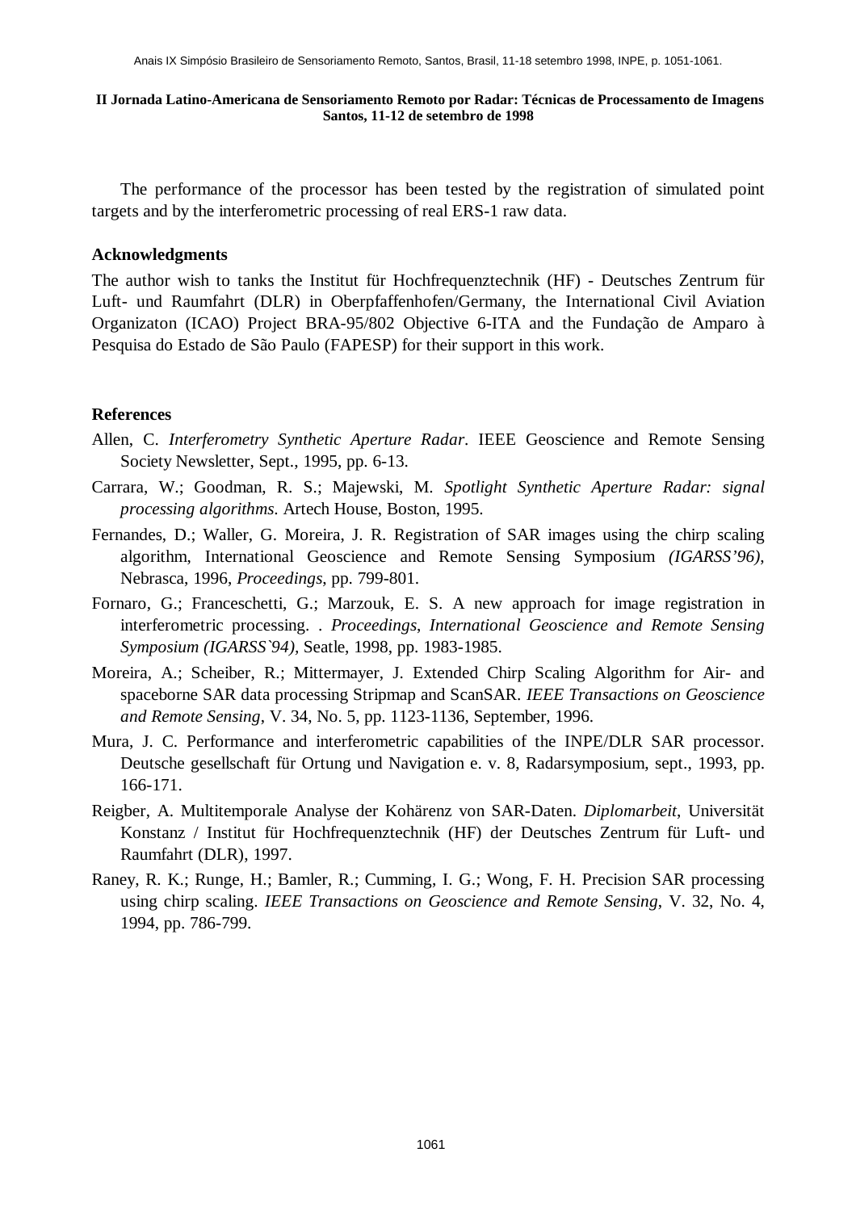The performance of the processor has been tested by the registration of simulated point targets and by the interferometric processing of real ERS-1 raw data.

## Acknowledgments

The author wish to tanks the Institut für Hochfrequenztechnik (HF) - Deutsches Zentrum für Luft- und Raumfahrt (DLR) in Oberpfaffenhofen/Germany, the International Civil Aviation Organizaton (ICAO) Project BRA-95/802 Objective 6-ITA and the Fundação de Amparo à Pesquisa do Estado de São Paulo (FAPESP) for their support in this work.

## References

Allen, C. *Interferometry Synthetic Aperture Radar*. IEEE Geoscience and Remote Sensing Society Newsletter, Sept., 1995, pp. 6-13.

Carrara, W.; Goodman, R. S.; Majewski, M. *Spotlight Synthetic Aperture Radar: signal processing algorithms*. Artech House, Boston, 1995.

Fernandes, D.; Waller, G. Moreira, J. R. Registration of SAR images using the chirp scaling algorithm, International Geoscience and Remote Sensing Symposium *(IGARSS'96)*, Nebrasca, 1996, *Proceedings*, pp. 799-801.

Fornaro, G.; Franceschetti, G.; Marzouk, E. S. A new approach for image registration in interferometric processing. . *Proceedings, International Geoscience and Remote Sensing Symposium (IGARSS`94),* Seatle, 1998, pp. 1983-1985.

Moreira, A.; Scheiber, R.; Mittermayer, J. Extended Chirp Scaling Algorithm for Air- and spaceborne SAR data processing Stripmap and ScanSAR. *IEEE Transactions on Geoscience and Remote Sensing*, V. 34, No. 5, pp. 1123-1136, September, 1996.

Mura, J. C. Performance and interferometric capabilities of the INPE/DLR SAR processor. Deutsche gesellschaft für Ortung und Navigation e. v. 8, Radarsymposium, sept., 1993, pp. 166-171.

Reigber, A. Multitemporale Analyse der Kohärenz von SAR-Daten. *Diplomarbeit*, Universität Konstanz / Institut für Hochfrequenztechnik (HF) der Deutsches Zentrum für Luft- und Raumfahrt (DLR), 1997.

Raney, R. K.; Runge, H.; Bamler, R.; Cumming, I. G.; Wong, F. H. Precision SAR processing using chirp scaling. *IEEE Transactions on Geoscience and Remote Sensing*, V. 32, No. 4, 1994, pp. 786-799.